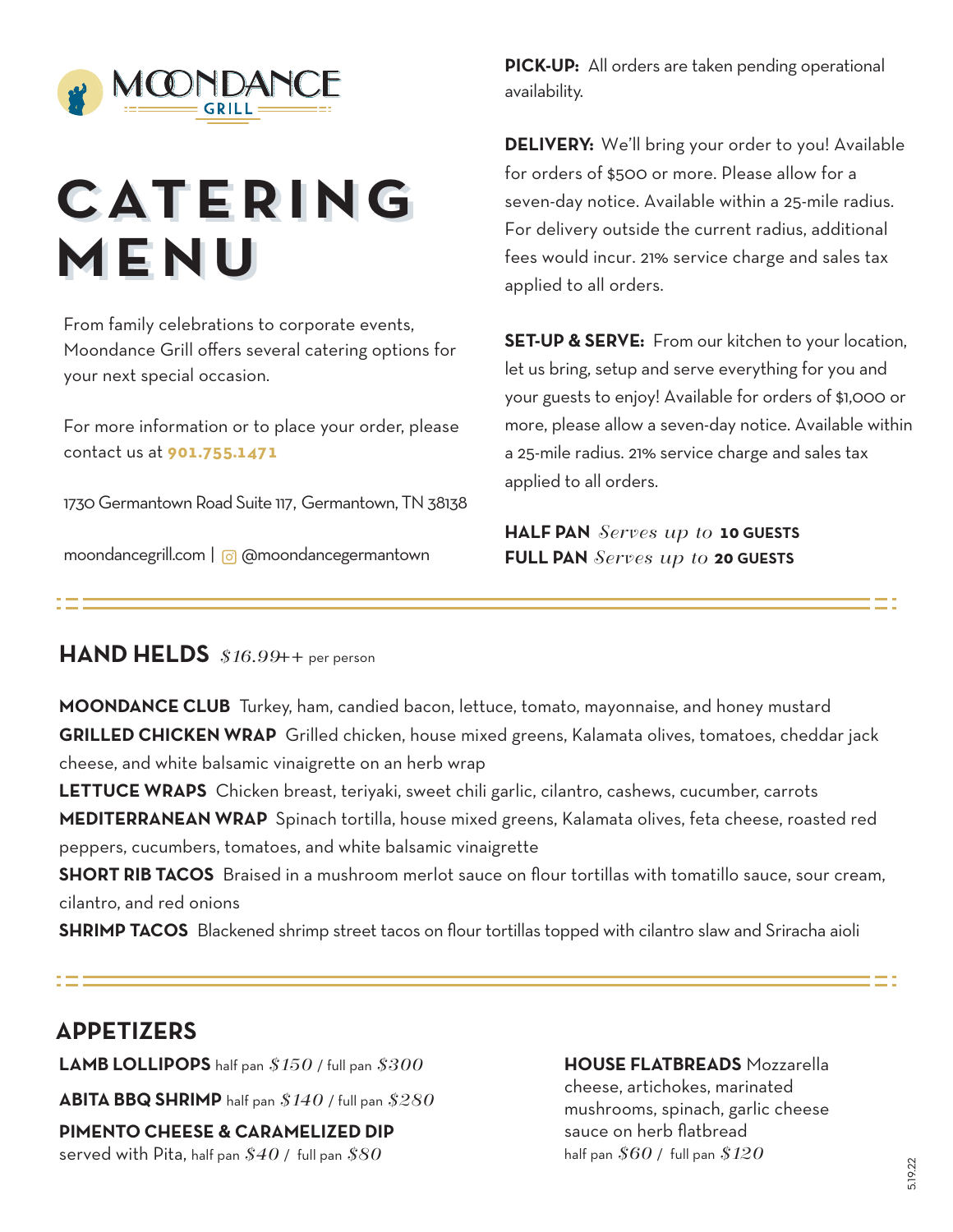MOONDANCE GRILL

# CATERING MENU

From family celebrations to corporate events, Moondance Grill offers several catering options for your next special occasion.

For more information or to place your order, please contact us at **901.755.1471**

1730 Germantown Road Suite 117, Germantown, TN 38138

moondancegrill.com | @moondancegermantown

**PICK-UP:** All orders are taken pending operational availability.

**DELIVERY:** We'll bring your order to you! Available for orders of $500 or more. Please allow for a seven-day notice. Available within a 25-mile radius. For delivery outside the current radius, additional fees would incur. 21% service charge and sales tax applied to all orders.

**SET-UP & SERVE:** From our kitchen to your location, let us bring, setup and serve everything for you and your guests to enjoy! Available for orders of $1,000 or more, please allow a seven-day notice. Available within a 25-mile radius. 21% service charge and sales tax applied to all orders.

**HALF PAN** *Serves up to* **10 GUESTS**
**FULL PAN** *Serves up to* **20 GUESTS**

## HAND HELDS *$16.99++* per person

**MOONDANCE CLUB** Turkey, ham, candied bacon, lettuce, tomato, mayonnaise, and honey mustard

**GRILLED CHICKEN WRAP** Grilled chicken, house mixed greens, Kalamata olives, tomatoes, cheddar jack cheese, and white balsamic vinaigrette on an herb wrap

**LETTUCE WRAPS** Chicken breast, teriyaki, sweet chili garlic, cilantro, cashews, cucumber, carrots

**MEDITERRANEAN WRAP** Spinach tortilla, house mixed greens, Kalamata olives, feta cheese, roasted red peppers, cucumbers, tomatoes, and white balsamic vinaigrette

**SHORT RIB TACOS** Braised in a mushroom merlot sauce on flour tortillas with tomatillo sauce, sour cream, cilantro, and red onions

**SHRIMP TACOS** Blackened shrimp street tacos on flour tortillas topped with cilantro slaw and Sriracha aioli

## APPETIZERS

**LAMB LOLLIPOPS** half pan *$150* / full pan *$300*

**ABITA BBQ SHRIMP** half pan *$140* / full pan *$280*

**PIMENTO CHEESE & CARAMELIZED DIP** served with Pita, half pan *$40* / full pan *$80*

**HOUSE FLATBREADS** Mozzarella cheese, artichokes, marinated mushrooms, spinach, garlic cheese sauce on herb flatbread
half pan *$60* / full pan *$120*

5.19.22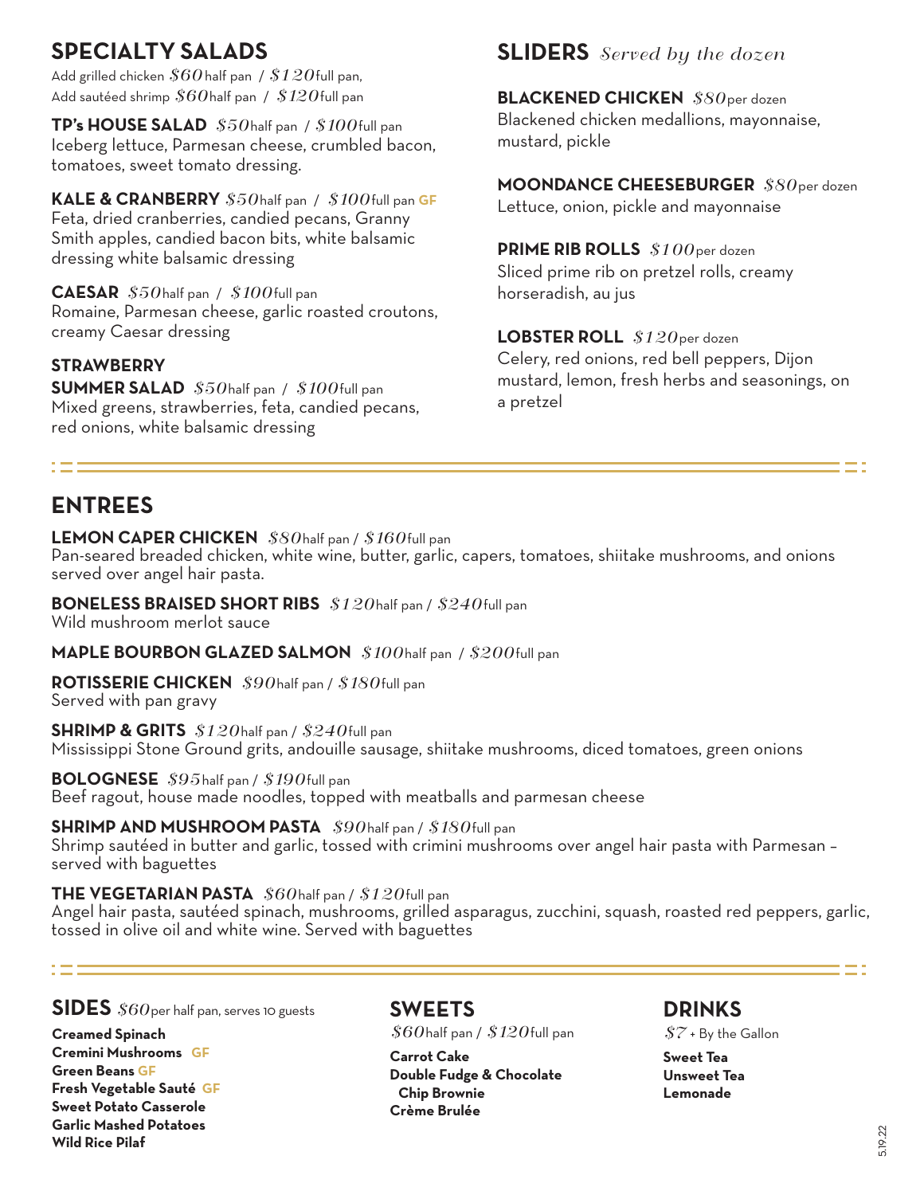## SPECIALTY SALADS

Add grilled chicken *$60* half pan / *$120* full pan,
Add sautéed shrimp *$60* half pan / *$120* full pan

**TP's HOUSE SALAD** *$50* half pan / *$100* full pan
Iceberg lettuce, Parmesan cheese, crumbled bacon, tomatoes, sweet tomato dressing.

**KALE & CRANBERRY** *$50* half pan / *$100* full pan **GF**
Feta, dried cranberries, candied pecans, Granny Smith apples, candied bacon bits, white balsamic dressing white balsamic dressing

**CAESAR** *$50* half pan / *$100* full pan
Romaine, Parmesan cheese, garlic roasted croutons, creamy Caesar dressing

**STRAWBERRY SUMMER SALAD** *$50* half pan / *$100* full pan
Mixed greens, strawberries, feta, candied pecans, red onions, white balsamic dressing

## SLIDERS *Served by the dozen*

**BLACKENED CHICKEN** *$80* per dozen
Blackened chicken medallions, mayonnaise, mustard, pickle

**MOONDANCE CHEESEBURGER** *$80* per dozen
Lettuce, onion, pickle and mayonnaise

**PRIME RIB ROLLS** *$100* per dozen
Sliced prime rib on pretzel rolls, creamy horseradish, au jus

**LOBSTER ROLL** *$120* per dozen
Celery, red onions, red bell peppers, Dijon mustard, lemon, fresh herbs and seasonings, on a pretzel

## ENTREES

**LEMON CAPER CHICKEN** *$80* half pan / *$160* full pan
Pan-seared breaded chicken, white wine, butter, garlic, capers, tomatoes, shiitake mushrooms, and onions served over angel hair pasta.

**BONELESS BRAISED SHORT RIBS** *$120* half pan / *$240* full pan
Wild mushroom merlot sauce

**MAPLE BOURBON GLAZED SALMON** *$100* half pan / *$200* full pan

**ROTISSERIE CHICKEN** *$90* half pan / *$180* full pan
Served with pan gravy

**SHRIMP & GRITS** *$120* half pan / *$240* full pan
Mississippi Stone Ground grits, andouille sausage, shiitake mushrooms, diced tomatoes, green onions

**BOLOGNESE** *$95* half pan / *$190* full pan
Beef ragout, house made noodles, topped with meatballs and parmesan cheese

**SHRIMP AND MUSHROOM PASTA** *$90* half pan / *$180* full pan
Shrimp sautéed in butter and garlic, tossed with crimini mushrooms over angel hair pasta with Parmesan – served with baguettes

**THE VEGETARIAN PASTA** *$60* half pan / *$120* full pan
Angel hair pasta, sautéed spinach, mushrooms, grilled asparagus, zucchini, squash, roasted red peppers, garlic, tossed in olive oil and white wine. Served with baguettes

## SIDES *$60* per half pan, serves 10 guests

**Creamed Spinach**
**Cremini Mushrooms GF**
**Green Beans GF**
**Fresh Vegetable Sauté GF**
**Sweet Potato Casserole**
**Garlic Mashed Potatoes**
**Wild Rice Pilaf**

## SWEETS

*$60* half pan / *$120* full pan

**Carrot Cake**
**Double Fudge & Chocolate Chip Brownie**
**Crème Brulée**

## DRINKS

*$7* + By the Gallon

**Sweet Tea**
**Unsweet Tea**
**Lemonade**

5.19.22